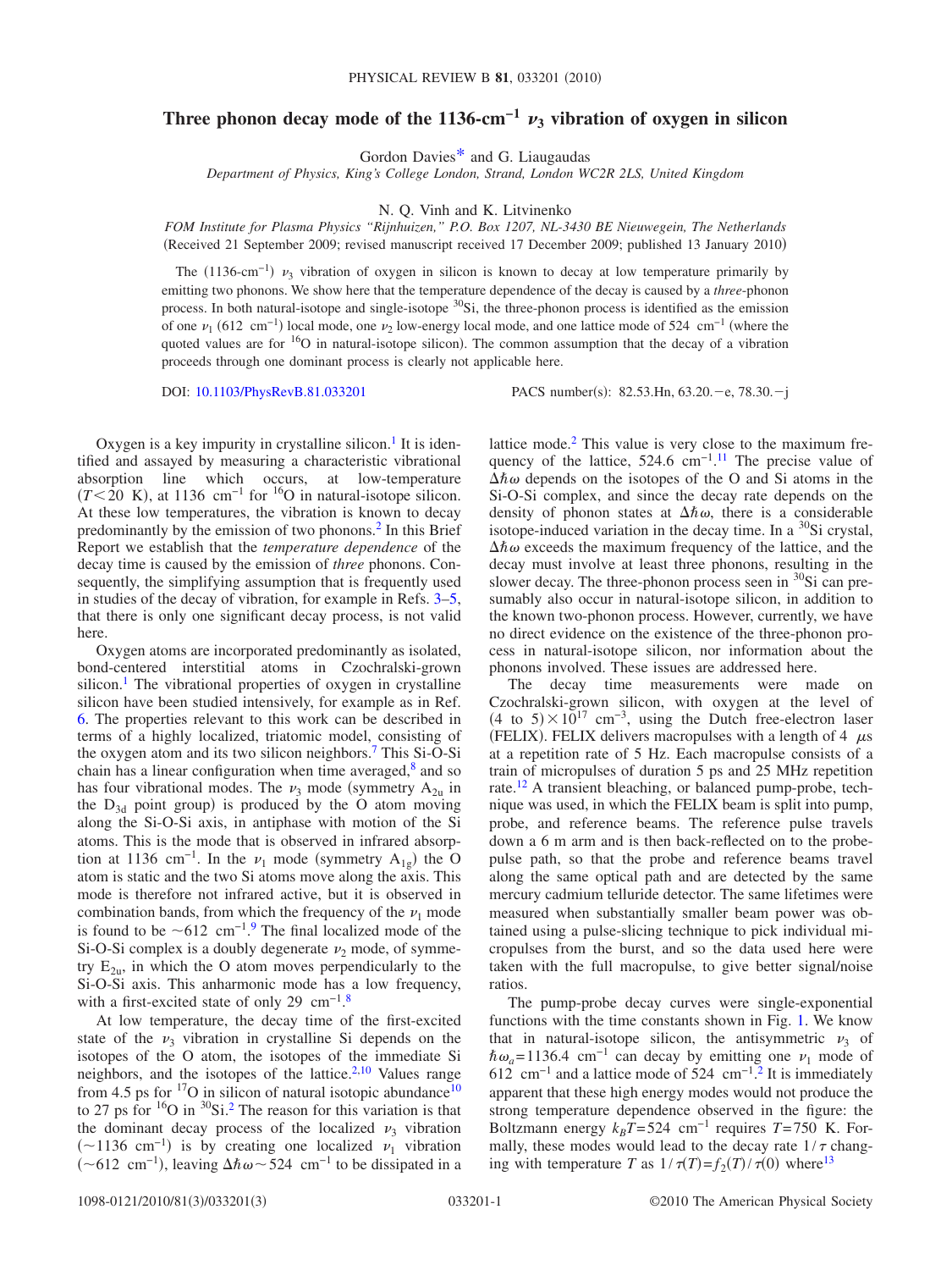# Three phonon decay mode of the 1136-cm$^{-1}$ $\nu_3$ vibration of oxygen in silicon

Gordon Davies* and G. Liaugaudas

*Department of Physics, King's College London, Strand, London WC2R 2LS, United Kingdom*

N. Q. Vinh and K. Litvinenko

*FOM Institute for Plasma Physics "Rijnhuizen," P.O. Box 1207, NL-3430 BE Nieuwegein, The Netherlands*

(Received 21 September 2009; revised manuscript received 17 December 2009; published 13 January 2010)

The (1136-cm$^{-1}$) $\nu_3$ vibration of oxygen in silicon is known to decay at low temperature primarily by emitting two phonons. We show here that the temperature dependence of the decay is caused by a *three*-phonon process. In both natural-isotope and single-isotope $^{30}$Si, the three-phonon process is identified as the emission of one $\nu_1$ (612 cm$^{-1}$) local mode, one $\nu_2$ low-energy local mode, and one lattice mode of 524 cm$^{-1}$ (where the quoted values are for $^{16}$O in natural-isotope silicon). The common assumption that the decay of a vibration proceeds through one dominant process is clearly not applicable here.

DOI: 10.1103/PhysRevB.81.033201 PACS number(s): 82.53.Hn, 63.20.−e, 78.30.−j

Oxygen is a key impurity in crystalline silicon.[1] It is identified and assayed by measuring a characteristic vibrational absorption line which occurs, at low-temperature ($T<20$ K), at 1136 cm$^{-1}$ for $^{16}$O in natural-isotope silicon. At these low temperatures, the vibration is known to decay predominantly by the emission of two phonons.[2] In this Brief Report we establish that the *temperature dependence* of the decay time is caused by the emission of *three* phonons. Consequently, the simplifying assumption that is frequently used in studies of the decay of vibration, for example in Refs. 3–5, that there is only one significant decay process, is not valid here.

Oxygen atoms are incorporated predominantly as isolated, bond-centered interstitial atoms in Czochralski-grown silicon.[1] The vibrational properties of oxygen in crystalline silicon have been studied intensively, for example as in Ref. 6. The properties relevant to this work can be described in terms of a highly localized, triatomic model, consisting of the oxygen atom and its two silicon neighbors.[7] This Si-O-Si chain has a linear configuration when time averaged,[8] and so has four vibrational modes. The $\nu_3$ mode (symmetry $A_{2u}$ in the $D_{3d}$ point group) is produced by the O atom moving along the Si-O-Si axis, in antiphase with motion of the Si atoms. This is the mode that is observed in infrared absorption at 1136 cm$^{-1}$. In the $\nu_1$ mode (symmetry $A_{1g}$) the O atom is static and the two Si atoms move along the axis. This mode is therefore not infrared active, but it is observed in combination bands, from which the frequency of the $\nu_1$ mode is found to be ~612 cm$^{-1}$.[9] The final localized mode of the Si-O-Si complex is a doubly degenerate $\nu_2$ mode, of symmetry $E_{2u}$, in which the O atom moves perpendicularly to the Si-O-Si axis. This anharmonic mode has a low frequency, with a first-excited state of only 29 cm$^{-1}$.[8]

At low temperature, the decay time of the first-excited state of the $\nu_3$ vibration in crystalline Si depends on the isotopes of the O atom, the isotopes of the immediate Si neighbors, and the isotopes of the lattice.[2,10] Values range from 4.5 ps for $^{17}$O in silicon of natural isotopic abundance[10] to 27 ps for $^{16}$O in $^{30}$Si.[2] The reason for this variation is that the dominant decay process of the localized $\nu_3$ vibration (~1136 cm$^{-1}$) is by creating one localized $\nu_1$ vibration (~612 cm$^{-1}$), leaving $\Delta\hbar\omega\sim 524$ cm$^{-1}$ to be dissipated in a lattice mode.[2] This value is very close to the maximum frequency of the lattice, 524.6 cm$^{-1}$.[11] The precise value of $\Delta\hbar\omega$ depends on the isotopes of the O and Si atoms in the Si-O-Si complex, and since the decay rate depends on the density of phonon states at $\Delta\hbar\omega$, there is a considerable isotope-induced variation in the decay time. In a $^{30}$Si crystal, $\Delta\hbar\omega$ exceeds the maximum frequency of the lattice, and the decay must involve at least three phonons, resulting in the slower decay. The three-phonon process seen in $^{30}$Si can presumably also occur in natural-isotope silicon, in addition to the known two-phonon process. However, currently, we have no direct evidence on the existence of the three-phonon process in natural-isotope silicon, nor information about the phonons involved. These issues are addressed here.

The decay time measurements were made on Czochralski-grown silicon, with oxygen at the level of (4 to 5)$\times 10^{17}$ cm$^{-3}$, using the Dutch free-electron laser (FELIX). FELIX delivers macropulses with a length of 4 $\mu$s at a repetition rate of 5 Hz. Each macropulse consists of a train of micropulses of duration 5 ps and 25 MHz repetition rate.[12] A transient bleaching, or balanced pump-probe, technique was used, in which the FELIX beam is split into pump, probe, and reference beams. The reference pulse travels down a 6 m arm and is then back-reflected on to the probe-pulse path, so that the probe and reference beams travel along the same optical path and are detected by the same mercury cadmium telluride detector. The same lifetimes were measured when substantially smaller beam power was obtained using a pulse-slicing technique to pick individual micropulses from the burst, and so the data used here were taken with the full macropulse, to give better signal/noise ratios.

The pump-probe decay curves were single-exponential functions with the time constants shown in Fig. 1. We know that in natural-isotope silicon, the antisymmetric $\nu_3$ of $\hbar\omega_a=1136.4$ cm$^{-1}$ can decay by emitting one $\nu_1$ mode of 612 cm$^{-1}$ and a lattice mode of 524 cm$^{-1}$.[2] It is immediately apparent that these high energy modes would not produce the strong temperature dependence observed in the figure: the Boltzmann energy $k_BT=524$ cm$^{-1}$ requires $T=750$ K. Formally, these modes would lead to the decay rate $1/\tau$ changing with temperature $T$ as $1/\tau(T)=f_2(T)/\tau(0)$ where[13]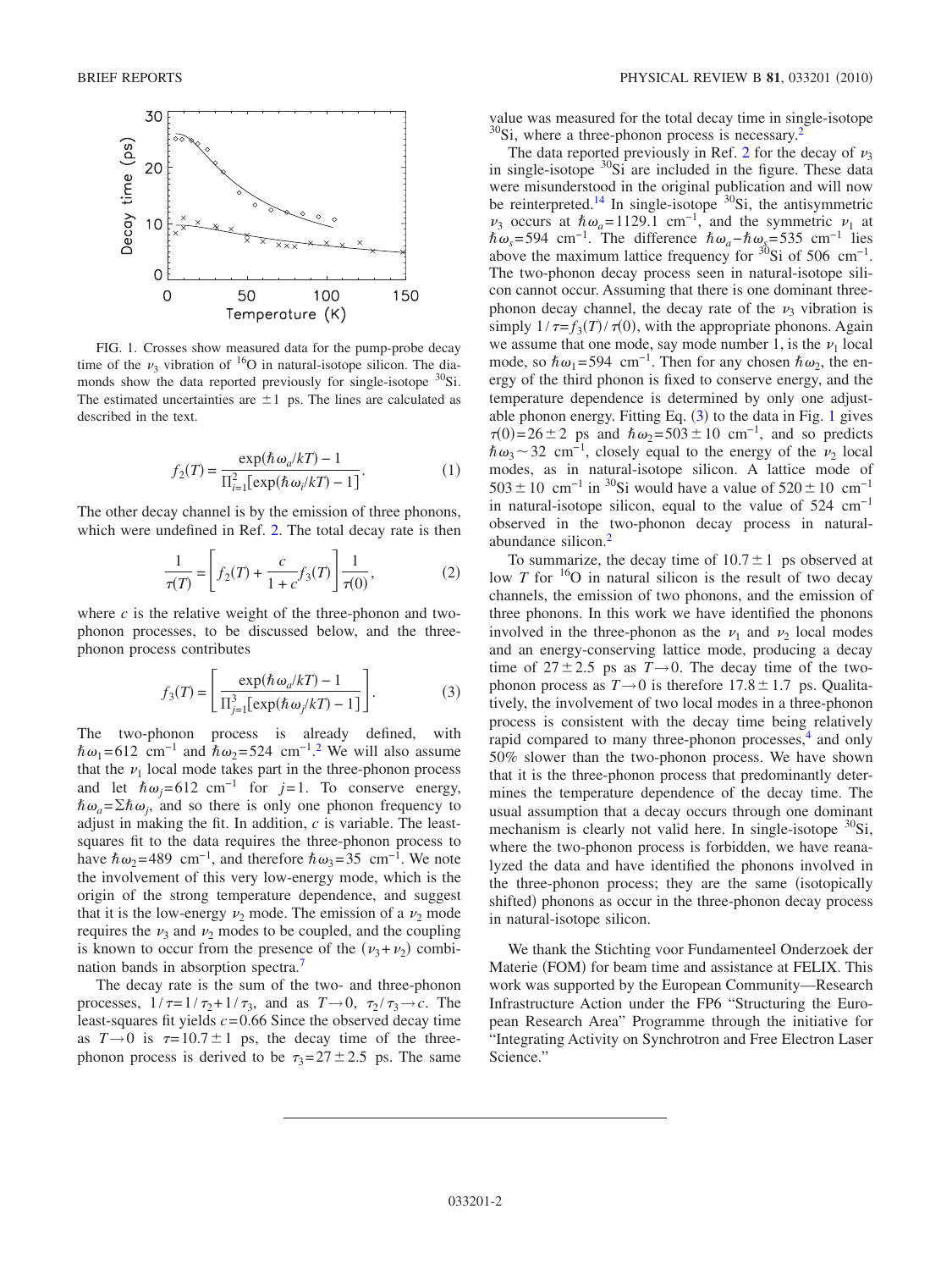FIG. 1. Crosses show measured data for the pump-probe decay time of the $\nu_3$ vibration of $^{16}O$ in natural-isotope silicon. The diamonds show the data reported previously for single-isotope $^{30}Si$. The estimated uncertainties are $\pm 1$ ps. The lines are calculated as described in the text.

$$f_2(T) = \frac{\exp(\hbar\omega_a/kT) - 1}{\Pi_{i=1}^{2}[\exp(\hbar\omega_i/kT) - 1]}. \quad (1)$$

The other decay channel is by the emission of three phonons, which were undefined in Ref. 2. The total decay rate is then

$$\frac{1}{\tau(T)} = \left[f_2(T) + \frac{c}{1+c}f_3(T)\right]\frac{1}{\tau(0)}, \quad (2)$$

where $c$ is the relative weight of the three-phonon and two-phonon processes, to be discussed below, and the three-phonon process contributes

$$f_3(T) = \left[\frac{\exp(\hbar\omega_a/kT) - 1}{\Pi_{j=1}^{3}[\exp(\hbar\omega_j/kT) - 1]}\right]. \quad (3)$$

The two-phonon process is already defined, with $\hbar\omega_1 = 612$ cm$^{-1}$ and $\hbar\omega_2 = 524$ cm$^{-1}$.[2] We will also assume that the $\nu_1$ local mode takes part in the three-phonon process and let $\hbar\omega_j = 612$ cm$^{-1}$ for $j = 1$. To conserve energy, $\hbar\omega_a = \Sigma\hbar\omega_j$, and so there is only one phonon frequency to adjust in making the fit. In addition, $c$ is variable. The least-squares fit to the data requires the three-phonon process to have $\hbar\omega_2 = 489$ cm$^{-1}$, and therefore $\hbar\omega_3 = 35$ cm$^{-1}$. We note the involvement of this very low-energy mode, which is the origin of the strong temperature dependence, and suggest that it is the low-energy $\nu_2$ mode. The emission of a $\nu_2$ mode requires the $\nu_3$ and $\nu_2$ modes to be coupled, and the coupling is known to occur from the presence of the $(\nu_3 + \nu_2)$ combination bands in absorption spectra.[7]

The decay rate is the sum of the two- and three-phonon processes, $1/\tau = 1/\tau_2 + 1/\tau_3$, and as $T \to 0$, $\tau_2/\tau_3 \to c$. The least-squares fit yields $c = 0.66$ Since the observed decay time as $T \to 0$ is $\tau = 10.7 \pm 1$ ps, the decay time of the three-phonon process is derived to be $\tau_3 = 27 \pm 2.5$ ps. The same value was measured for the total decay time in single-isotope $^{30}Si$, where a three-phonon process is necessary.[2]

The data reported previously in Ref. 2 for the decay of $\nu_3$ in single-isotope $^{30}Si$ are included in the figure. These data were misunderstood in the original publication and will now be reinterpreted.[14] In single-isotope $^{30}Si$, the antisymmetric $\nu_3$ occurs at $\hbar\omega_a = 1129.1$ cm$^{-1}$, and the symmetric $\nu_1$ at $\hbar\omega_s = 594$ cm$^{-1}$. The difference $\hbar\omega_a - \hbar\omega_s = 535$ cm$^{-1}$ lies above the maximum lattice frequency for $^{30}Si$ of 506 cm$^{-1}$. The two-phonon decay process seen in natural-isotope silicon cannot occur. Assuming that there is one dominant three-phonon decay channel, the decay rate of the $\nu_3$ vibration is simply $1/\tau = f_3(T)/\tau(0)$, with the appropriate phonons. Again we assume that one mode, say mode number 1, is the $\nu_1$ local mode, so $\hbar\omega_1 = 594$ cm$^{-1}$. Then for any chosen $\hbar\omega_2$, the energy of the third phonon is fixed to conserve energy, and the temperature dependence is determined by only one adjustable phonon energy. Fitting Eq. (3) to the data in Fig. 1 gives $\tau(0) = 26 \pm 2$ ps and $\hbar\omega_2 = 503 \pm 10$ cm$^{-1}$, and so predicts $\hbar\omega_3 \sim 32$ cm$^{-1}$, closely equal to the energy of the $\nu_2$ local modes, as in natural-isotope silicon. A lattice mode of $503 \pm 10$ cm$^{-1}$ in $^{30}Si$ would have a value of $520 \pm 10$ cm$^{-1}$ in natural-isotope silicon, equal to the value of 524 cm$^{-1}$ observed in the two-phonon decay process in natural-abundance silicon.[2]

To summarize, the decay time of $10.7 \pm 1$ ps observed at low $T$ for $^{16}O$ in natural silicon is the result of two decay channels, the emission of two phonons, and the emission of three phonons. In this work we have identified the phonons involved in the three-phonon as the $\nu_1$ and $\nu_2$ local modes and an energy-conserving lattice mode, producing a decay time of $27 \pm 2.5$ ps as $T \to 0$. The decay time of the two-phonon process as $T \to 0$ is therefore $17.8 \pm 1.7$ ps. Qualitatively, the involvement of two local modes in a three-phonon process is consistent with the decay time being relatively rapid compared to many three-phonon processes,[4] and only 50% slower than the two-phonon process. We have shown that it is the three-phonon process that predominantly determines the temperature dependence of the decay time. The usual assumption that a decay occurs through one dominant mechanism is clearly not valid here. In single-isotope $^{30}Si$, where the two-phonon process is forbidden, we have reanalyzed the data and have identified the phonons involved in the three-phonon process; they are the same (isotopically shifted) phonons as occur in the three-phonon decay process in natural-isotope silicon.

We thank the Stichting voor Fundamenteel Onderzoek der Materie (FOM) for beam time and assistance at FELIX. This work was supported by the European Community—Research Infrastructure Action under the FP6 "Structuring the European Research Area" Programme through the initiative for "Integrating Activity on Synchrotron and Free Electron Laser Science."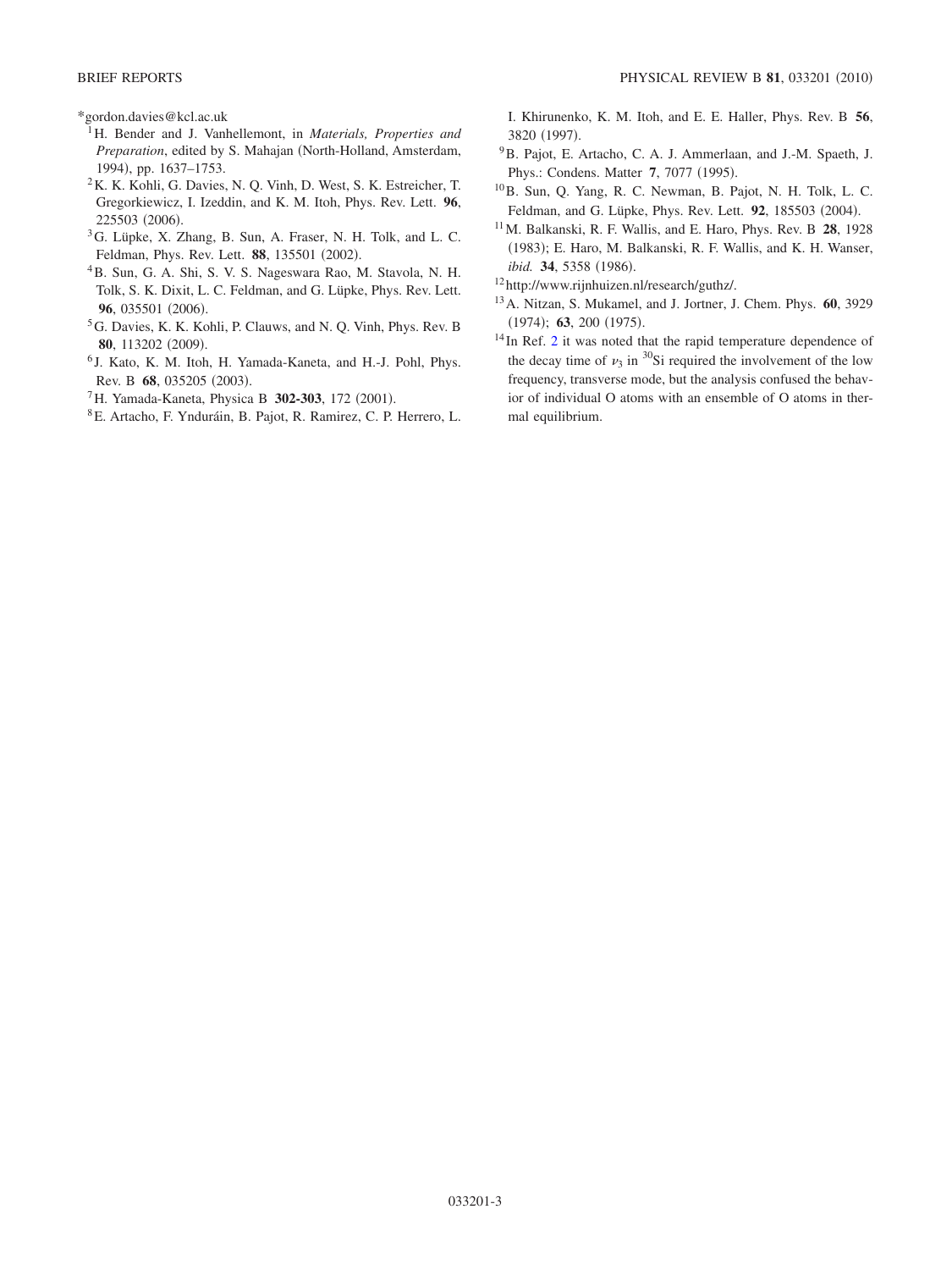*gordon.davies@kcl.ac.uk

[1] H. Bender and J. Vanhellemont, in *Materials, Properties and Preparation*, edited by S. Mahajan (North-Holland, Amsterdam, 1994), pp. 1637–1753.

[2] K. K. Kohli, G. Davies, N. Q. Vinh, D. West, S. K. Estreicher, T. Gregorkiewicz, I. Izeddin, and K. M. Itoh, Phys. Rev. Lett. **96**, 225503 (2006).

[3] G. Lüpke, X. Zhang, B. Sun, A. Fraser, N. H. Tolk, and L. C. Feldman, Phys. Rev. Lett. **88**, 135501 (2002).

[4] B. Sun, G. A. Shi, S. V. S. Nageswara Rao, M. Stavola, N. H. Tolk, S. K. Dixit, L. C. Feldman, and G. Lüpke, Phys. Rev. Lett. **96**, 035501 (2006).

[5] G. Davies, K. K. Kohli, P. Clauws, and N. Q. Vinh, Phys. Rev. B **80**, 113202 (2009).

[6] J. Kato, K. M. Itoh, H. Yamada-Kaneta, and H.-J. Pohl, Phys. Rev. B **68**, 035205 (2003).

[7] H. Yamada-Kaneta, Physica B **302-303**, 172 (2001).

[8] E. Artacho, F. Ynduráin, B. Pajot, R. Ramirez, C. P. Herrero, L. I. Khirunenko, K. M. Itoh, and E. E. Haller, Phys. Rev. B **56**, 3820 (1997).

[9] B. Pajot, E. Artacho, C. A. J. Ammerlaan, and J.-M. Spaeth, J. Phys.: Condens. Matter **7**, 7077 (1995).

[10] B. Sun, Q. Yang, R. C. Newman, B. Pajot, N. H. Tolk, L. C. Feldman, and G. Lüpke, Phys. Rev. Lett. **92**, 185503 (2004).

[11] M. Balkanski, R. F. Wallis, and E. Haro, Phys. Rev. B **28**, 1928 (1983); E. Haro, M. Balkanski, R. F. Wallis, and K. H. Wanser, *ibid.* **34**, 5358 (1986).

[12] http://www.rijnhuizen.nl/research/guthz/.

[13] A. Nitzan, S. Mukamel, and J. Jortner, J. Chem. Phys. **60**, 3929 (1974); **63**, 200 (1975).

[14] In Ref. 2 it was noted that the rapid temperature dependence of the decay time of $\nu_3$ in $^{30}$Si required the involvement of the low frequency, transverse mode, but the analysis confused the behavior of individual O atoms with an ensemble of O atoms in thermal equilibrium.